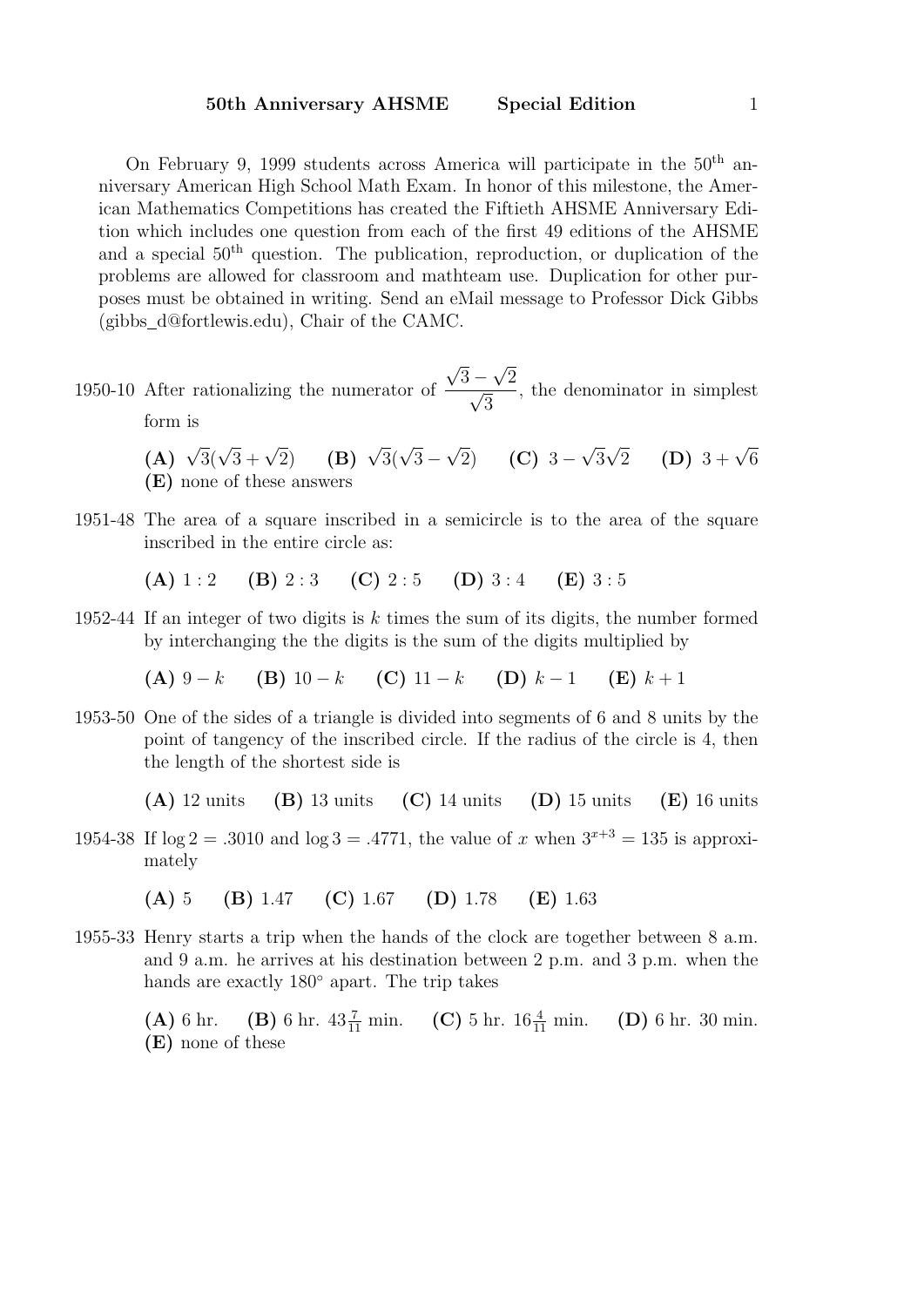On February 9, 1999 students across America will participate in the $50^{\text{th}}$ anniversary American High School Math Exam. In honor of this milestone, the American Mathematics Competitions has created the Fiftieth AHSME Anniversary Edition which includes one question from each of the first 49 editions of the AHSME and a special $50^{\text{th}}$ question. The publication, reproduction, or duplication of the problems are allowed for classroom and mathteam use. Duplication for other purposes must be obtained in writing. Send an eMail message to Professor Dick Gibbs (gibbs_d@fortlewis.edu), Chair of the CAMC.

1950-10 After rationalizing the numerator of $\dfrac{\sqrt{3}-\sqrt{2}}{\sqrt{3}}$, the denominator in simplest form is

**(A)** $\sqrt{3}(\sqrt{3}+\sqrt{2})$ **(B)** $\sqrt{3}(\sqrt{3}-\sqrt{2})$ **(C)** $3-\sqrt{3}\sqrt{2}$ **(D)** $3+\sqrt{6}$
**(E)** none of these answers

1951-48 The area of a square inscribed in a semicircle is to the area of the square inscribed in the entire circle as:

**(A)** $1:2$ **(B)** $2:3$ **(C)** $2:5$ **(D)** $3:4$ **(E)** $3:5$

1952-44 If an integer of two digits is $k$ times the sum of its digits, the number formed by interchanging the the digits is the sum of the digits multiplied by

**(A)** $9-k$ **(B)** $10-k$ **(C)** $11-k$ **(D)** $k-1$ **(E)** $k+1$

1953-50 One of the sides of a triangle is divided into segments of 6 and 8 units by the point of tangency of the inscribed circle. If the radius of the circle is 4, then the length of the shortest side is

**(A)** 12 units **(B)** 13 units **(C)** 14 units **(D)** 15 units **(E)** 16 units

1954-38 If $\log 2 = .3010$ and $\log 3 = .4771$, the value of $x$ when $3^{x+3} = 135$ is approximately

**(A)** 5 **(B)** 1.47 **(C)** 1.67 **(D)** 1.78 **(E)** 1.63

1955-33 Henry starts a trip when the hands of the clock are together between 8 a.m. and 9 a.m. he arrives at his destination between 2 p.m. and 3 p.m. when the hands are exactly $180^\circ$ apart. The trip takes

**(A)** 6 hr. **(B)** 6 hr. $43\frac{7}{11}$ min. **(C)** 5 hr. $16\frac{4}{11}$ min. **(D)** 6 hr. 30 min.
**(E)** none of these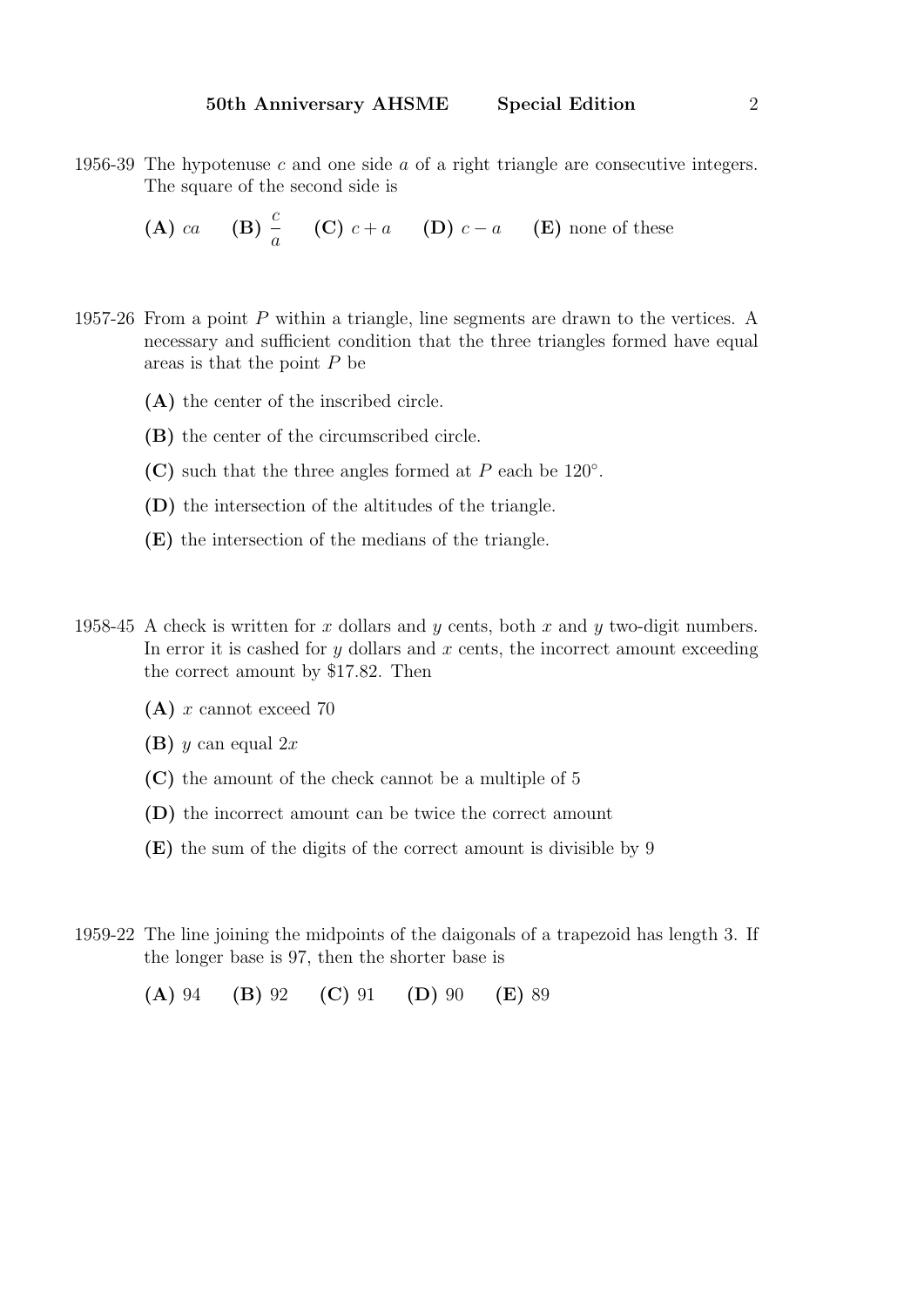1956-39 The hypotenuse $c$ and one side $a$ of a right triangle are consecutive integers. The square of the second side is

**(A)** $ca$ **(B)** $\frac{c}{a}$ **(C)** $c + a$ **(D)** $c - a$ **(E)** none of these

1957-26 From a point $P$ within a triangle, line segments are drawn to the vertices. A necessary and sufficient condition that the three triangles formed have equal areas is that the point $P$ be

**(A)** the center of the inscribed circle.

**(B)** the center of the circumscribed circle.

**(C)** such that the three angles formed at $P$ each be $120°$.

**(D)** the intersection of the altitudes of the triangle.

**(E)** the intersection of the medians of the triangle.

1958-45 A check is written for $x$ dollars and $y$ cents, both $x$ and $y$ two-digit numbers. In error it is cashed for $y$ dollars and $x$ cents, the incorrect amount exceeding the correct amount by \$17.82. Then

**(A)** $x$ cannot exceed 70

**(B)** $y$ can equal $2x$

**(C)** the amount of the check cannot be a multiple of 5

**(D)** the incorrect amount can be twice the correct amount

**(E)** the sum of the digits of the correct amount is divisible by 9

1959-22 The line joining the midpoints of the daigonals of a trapezoid has length 3. If the longer base is 97, then the shorter base is

**(A)** 94 **(B)** 92 **(C)** 91 **(D)** 90 **(E)** 89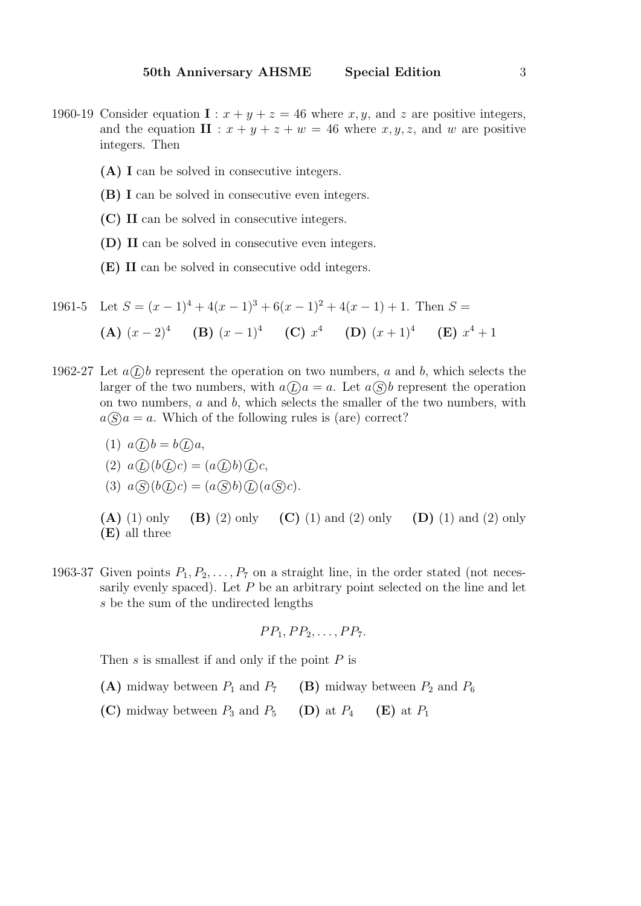1960-19 Consider equation **I** : $x + y + z = 46$ where $x, y$, and $z$ are positive integers, and the equation **II** : $x + y + z + w = 46$ where $x, y, z$, and $w$ are positive integers. Then

**(A)** **I** can be solved in consecutive integers.

**(B)** **I** can be solved in consecutive even integers.

**(C)** **II** can be solved in consecutive integers.

**(D)** **II** can be solved in consecutive even integers.

**(E)** **II** can be solved in consecutive odd integers.

1961-5 Let $S = (x-1)^4 + 4(x-1)^3 + 6(x-1)^2 + 4(x-1) + 1$. Then $S =$

**(A)** $(x-2)^4$ **(B)** $(x-1)^4$ **(C)** $x^4$ **(D)** $(x+1)^4$ **(E)** $x^4 + 1$

1962-27 Let $a \circled{L} b$ represent the operation on two numbers, $a$ and $b$, which selects the larger of the two numbers, with $a \circled{L} a = a$. Let $a \circled{S} b$ represent the operation on two numbers, $a$ and $b$, which selects the smaller of the two numbers, with $a \circled{S} a = a$. Which of the following rules is (are) correct?

(1) $a \circled{L} b = b \circled{L} a$,

(2) $a \circled{L} (b \circled{L} c) = (a \circled{L} b) \circled{L} c$,

(3) $a \circled{S} (b \circled{L} c) = (a \circled{S} b) \circled{L} (a \circled{S} c)$.

**(A)** (1) only **(B)** (2) only **(C)** (1) and (2) only **(D)** (1) and (2) only **(E)** all three

1963-37 Given points $P_1, P_2, \ldots, P_7$ on a straight line, in the order stated (not necessarily evenly spaced). Let $P$ be an arbitrary point selected on the line and let $s$ be the sum of the undirected lengths

$$PP_1, PP_2, \ldots, PP_7.$$

Then $s$ is smallest if and only if the point $P$ is

**(A)** midway between $P_1$ and $P_7$ **(B)** midway between $P_2$ and $P_6$

**(C)** midway between $P_3$ and $P_5$ **(D)** at $P_4$ **(E)** at $P_1$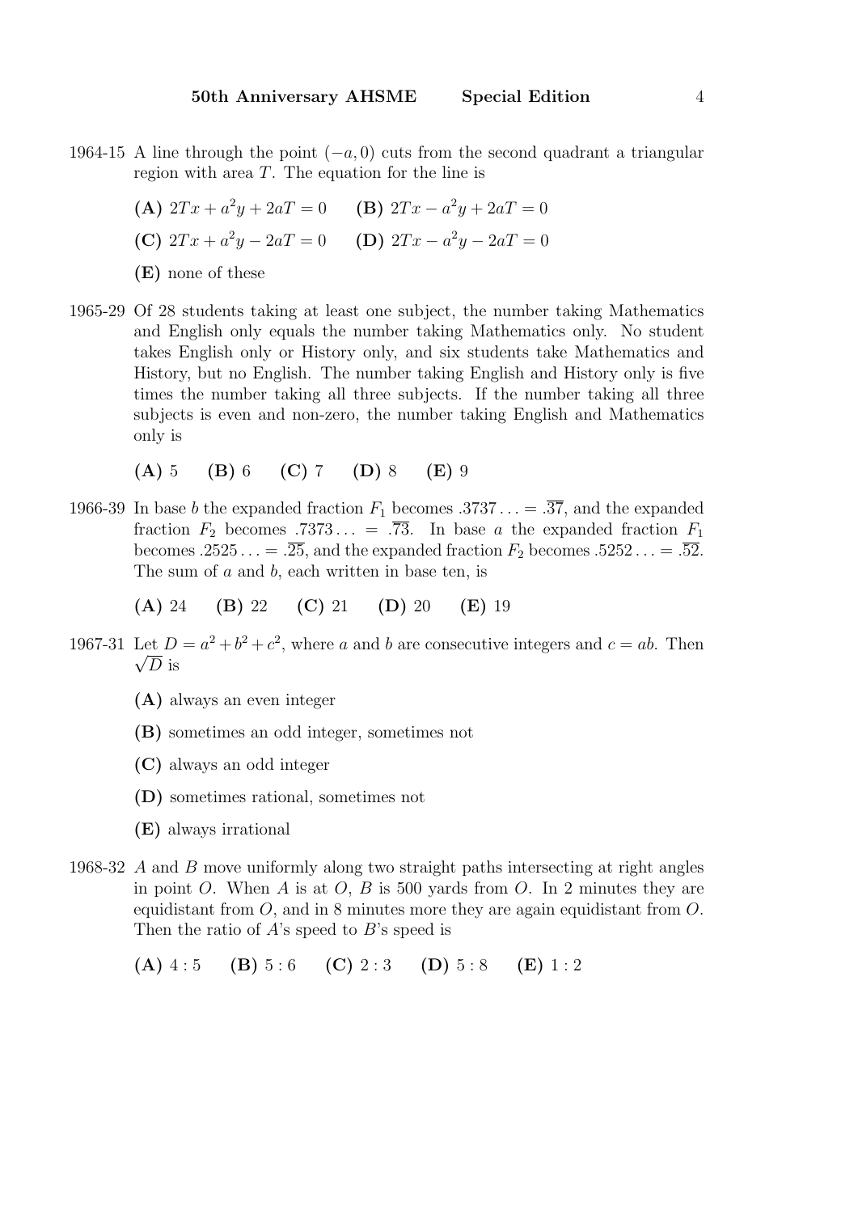1964-15 A line through the point $(-a, 0)$ cuts from the second quadrant a triangular region with area $T$. The equation for the line is

**(A)** $2Tx + a^2y + 2aT = 0$ **(B)** $2Tx - a^2y + 2aT = 0$

**(C)** $2Tx + a^2y - 2aT = 0$ **(D)** $2Tx - a^2y - 2aT = 0$

**(E)** none of these

1965-29 Of 28 students taking at least one subject, the number taking Mathematics and English only equals the number taking Mathematics only. No student takes English only or History only, and six students take Mathematics and History, but no English. The number taking English and History only is five times the number taking all three subjects. If the number taking all three subjects is even and non-zero, the number taking English and Mathematics only is

**(A)** 5 **(B)** 6 **(C)** 7 **(D)** 8 **(E)** 9

1966-39 In base $b$ the expanded fraction $F_1$ becomes $.3737\ldots = .\overline{37}$, and the expanded fraction $F_2$ becomes $.7373\ldots = .\overline{73}$. In base $a$ the expanded fraction $F_1$ becomes $.2525\ldots = .\overline{25}$, and the expanded fraction $F_2$ becomes $.5252\ldots = .\overline{52}$. The sum of $a$ and $b$, each written in base ten, is

**(A)** 24 **(B)** 22 **(C)** 21 **(D)** 20 **(E)** 19

1967-31 Let $D = a^2 + b^2 + c^2$, where $a$ and $b$ are consecutive integers and $c = ab$. Then $\sqrt{D}$ is

**(A)** always an even integer

**(B)** sometimes an odd integer, sometimes not

**(C)** always an odd integer

**(D)** sometimes rational, sometimes not

**(E)** always irrational

1968-32 $A$ and $B$ move uniformly along two straight paths intersecting at right angles in point $O$. When $A$ is at $O$, $B$ is 500 yards from $O$. In 2 minutes they are equidistant from $O$, and in 8 minutes more they are again equidistant from $O$. Then the ratio of $A$'s speed to $B$'s speed is

**(A)** $4:5$ **(B)** $5:6$ **(C)** $2:3$ **(D)** $5:8$ **(E)** $1:2$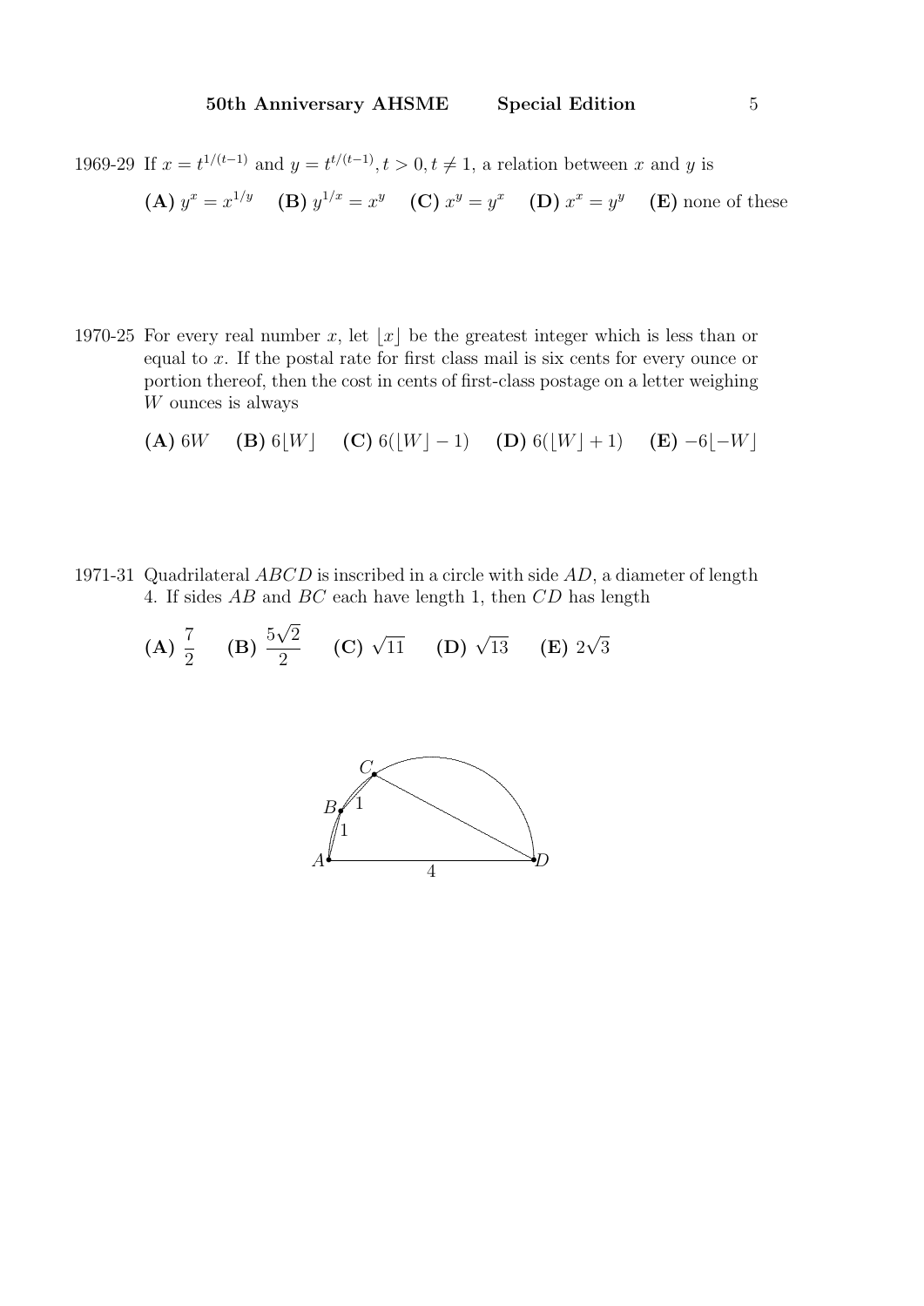1969-29 If $x = t^{1/(t-1)}$ and $y = t^{t/(t-1)}, t > 0, t \neq 1$, a relation between $x$ and $y$ is

**(A)** $y^x = x^{1/y}$ **(B)** $y^{1/x} = x^y$ **(C)** $x^y = y^x$ **(D)** $x^x = y^y$ **(E)** none of these

1970-25 For every real number $x$, let $\lfloor x \rfloor$ be the greatest integer which is less than or equal to $x$. If the postal rate for first class mail is six cents for every ounce or portion thereof, then the cost in cents of first-class postage on a letter weighing $W$ ounces is always

**(A)** $6W$ **(B)** $6\lfloor W \rfloor$ **(C)** $6(\lfloor W \rfloor - 1)$ **(D)** $6(\lfloor W \rfloor + 1)$ **(E)** $-6\lfloor -W \rfloor$

1971-31 Quadrilateral $ABCD$ is inscribed in a circle with side $AD$, a diameter of length 4. If sides $AB$ and $BC$ each have length 1, then $CD$ has length

**(A)** $\frac{7}{2}$ **(B)** $\frac{5\sqrt{2}}{2}$ **(C)** $\sqrt{11}$ **(D)** $\sqrt{13}$ **(E)** $2\sqrt{3}$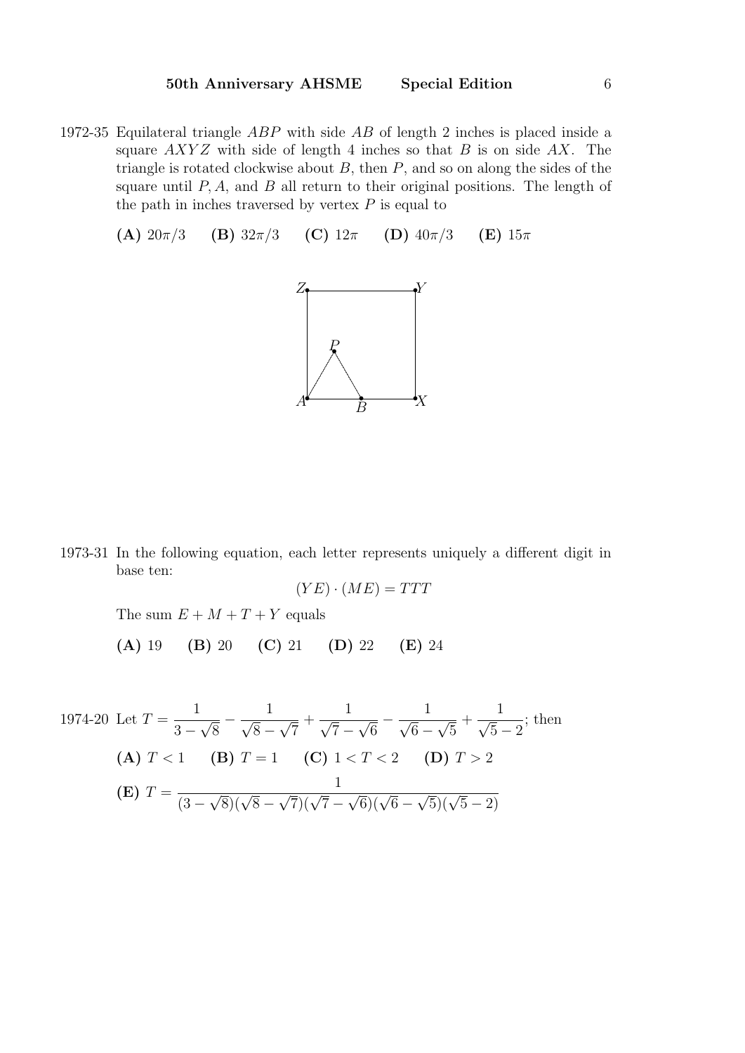1972-35 Equilateral triangle $ABP$ with side $AB$ of length 2 inches is placed inside a square $AXYZ$ with side of length 4 inches so that $B$ is on side $AX$. The triangle is rotated clockwise about $B$, then $P$, and so on along the sides of the square until $P, A$, and $B$ all return to their original positions. The length of the path in inches traversed by vertex $P$ is equal to

**(A)** $20\pi/3$ **(B)** $32\pi/3$ **(C)** $12\pi$ **(D)** $40\pi/3$ **(E)** $15\pi$

1973-31 In the following equation, each letter represents uniquely a different digit in base ten:

$$(YE) \cdot (ME) = TTT$$

The sum $E + M + T + Y$ equals

**(A)** 19 **(B)** 20 **(C)** 21 **(D)** 22 **(E)** 24

1974-20 Let $T = \dfrac{1}{3-\sqrt{8}} - \dfrac{1}{\sqrt{8}-\sqrt{7}} + \dfrac{1}{\sqrt{7}-\sqrt{6}} - \dfrac{1}{\sqrt{6}-\sqrt{5}} + \dfrac{1}{\sqrt{5}-2}$; then

**(A)** $T < 1$ **(B)** $T = 1$ **(C)** $1 < T < 2$ **(D)** $T > 2$

**(E)** $T = \dfrac{1}{(3-\sqrt{8})(\sqrt{8}-\sqrt{7})(\sqrt{7}-\sqrt{6})(\sqrt{6}-\sqrt{5})(\sqrt{5}-2)}$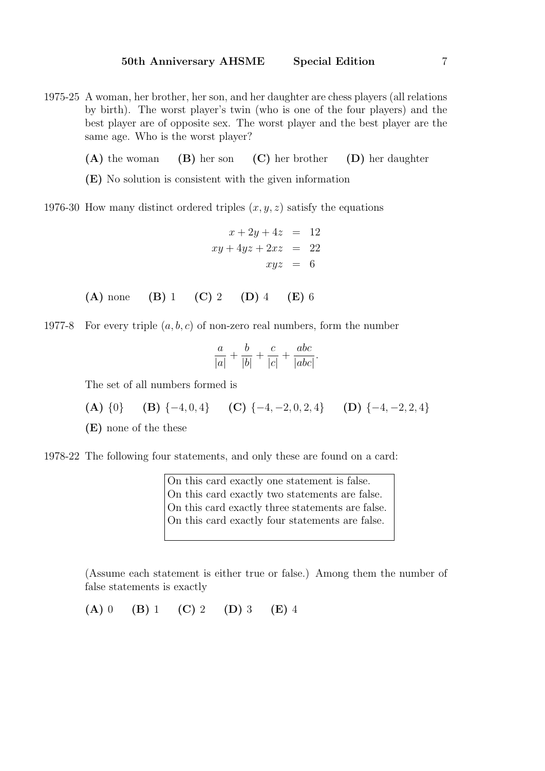1975-25 A woman, her brother, her son, and her daughter are chess players (all relations by birth). The worst player's twin (who is one of the four players) and the best player are of opposite sex. The worst player and the best player are the same age. Who is the worst player?

**(A)** the woman **(B)** her son **(C)** her brother **(D)** her daughter

**(E)** No solution is consistent with the given information

1976-30 How many distinct ordered triples $(x, y, z)$ satisfy the equations

$$\begin{aligned} x + 2y + 4z &= 12 \\ xy + 4yz + 2xz &= 22 \\ xyz &= 6 \end{aligned}$$

**(A)** none **(B)** 1 **(C)** 2 **(D)** 4 **(E)** 6

1977-8 For every triple $(a, b, c)$ of non-zero real numbers, form the number

$$\frac{a}{|a|} + \frac{b}{|b|} + \frac{c}{|c|} + \frac{abc}{|abc|}.$$

The set of all numbers formed is

**(A)** $\{0\}$ **(B)** $\{-4, 0, 4\}$ **(C)** $\{-4, -2, 0, 2, 4\}$ **(D)** $\{-4, -2, 2, 4\}$

**(E)** none of the these

1978-22 The following four statements, and only these are found on a card:

> On this card exactly one statement is false.
> On this card exactly two statements are false.
> On this card exactly three statements are false.
> On this card exactly four statements are false.

(Assume each statement is either true or false.) Among them the number of false statements is exactly

**(A)** 0 **(B)** 1 **(C)** 2 **(D)** 3 **(E)** 4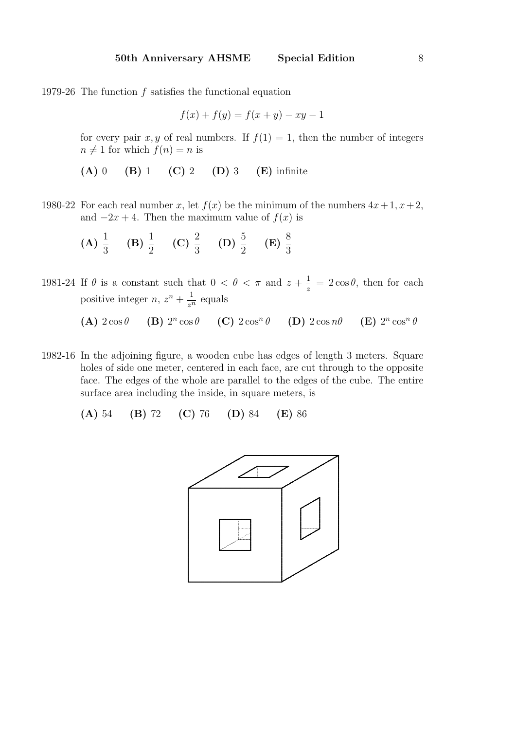1979-26 The function $f$ satisfies the functional equation

$$f(x) + f(y) = f(x + y) - xy - 1$$

for every pair $x, y$ of real numbers. If $f(1) = 1$, then the number of integers $n \neq 1$ for which $f(n) = n$ is

**(A)** 0 **(B)** 1 **(C)** 2 **(D)** 3 **(E)** infinite

1980-22 For each real number $x$, let $f(x)$ be the minimum of the numbers $4x+1, x+2$, and $-2x+4$. Then the maximum value of $f(x)$ is

**(A)** $\frac{1}{3}$ **(B)** $\frac{1}{2}$ **(C)** $\frac{2}{3}$ **(D)** $\frac{5}{2}$ **(E)** $\frac{8}{3}$

1981-24 If $\theta$ is a constant such that $0 < \theta < \pi$ and $z + \frac{1}{z} = 2\cos\theta$, then for each positive integer $n$, $z^n + \frac{1}{z^n}$ equals

**(A)** $2\cos\theta$ **(B)** $2^n\cos\theta$ **(C)** $2\cos^n\theta$ **(D)** $2\cos n\theta$ **(E)** $2^n\cos^n\theta$

1982-16 In the adjoining figure, a wooden cube has edges of length 3 meters. Square holes of side one meter, centered in each face, are cut through to the opposite face. The edges of the whole are parallel to the edges of the cube. The entire surface area including the inside, in square meters, is

**(A)** 54 **(B)** 72 **(C)** 76 **(D)** 84 **(E)** 86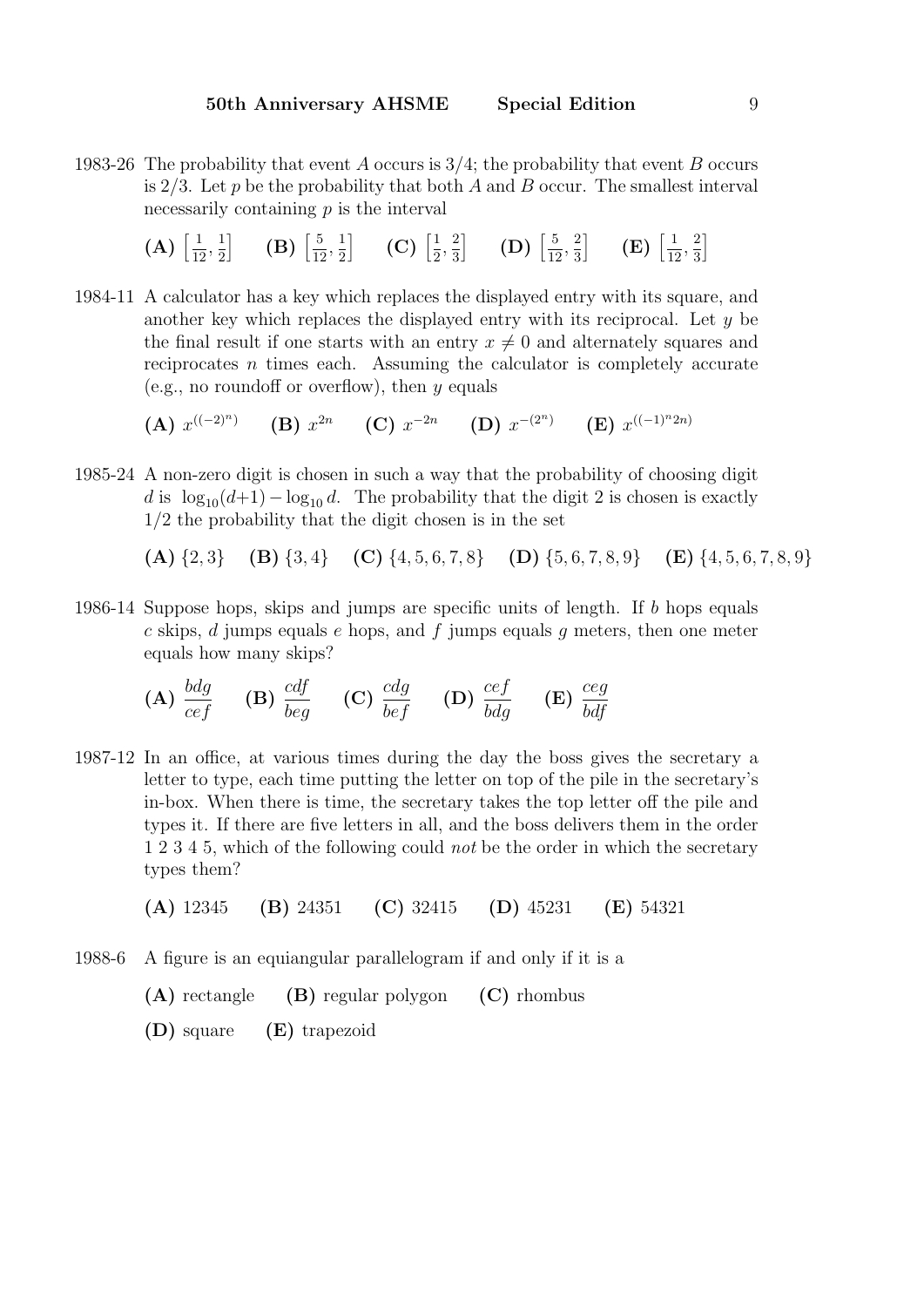1983-26 The probability that event $A$ occurs is $3/4$; the probability that event $B$ occurs is $2/3$. Let $p$ be the probability that both $A$ and $B$ occur. The smallest interval necessarily containing $p$ is the interval

**(A)** $\left[\frac{1}{12}, \frac{1}{2}\right]$ **(B)** $\left[\frac{5}{12}, \frac{1}{2}\right]$ **(C)** $\left[\frac{1}{2}, \frac{2}{3}\right]$ **(D)** $\left[\frac{5}{12}, \frac{2}{3}\right]$ **(E)** $\left[\frac{1}{12}, \frac{2}{3}\right]$

1984-11 A calculator has a key which replaces the displayed entry with its square, and another key which replaces the displayed entry with its reciprocal. Let $y$ be the final result if one starts with an entry $x \neq 0$ and alternately squares and reciprocates $n$ times each. Assuming the calculator is completely accurate (e.g., no roundoff or overflow), then $y$ equals

**(A)** $x^{((-2)^n)}$ **(B)** $x^{2n}$ **(C)** $x^{-2n}$ **(D)** $x^{-(2^n)}$ **(E)** $x^{((-1)^n 2n)}$

1985-24 A non-zero digit is chosen in such a way that the probability of choosing digit $d$ is $\log_{10}(d+1) - \log_{10} d$. The probability that the digit 2 is chosen is exactly $1/2$ the probability that the digit chosen is in the set

**(A)** $\{2, 3\}$ **(B)** $\{3, 4\}$ **(C)** $\{4, 5, 6, 7, 8\}$ **(D)** $\{5, 6, 7, 8, 9\}$ **(E)** $\{4, 5, 6, 7, 8, 9\}$

1986-14 Suppose hops, skips and jumps are specific units of length. If $b$ hops equals $c$ skips, $d$ jumps equals $e$ hops, and $f$ jumps equals $g$ meters, then one meter equals how many skips?

**(A)** $\dfrac{bdg}{cef}$ **(B)** $\dfrac{cdf}{beg}$ **(C)** $\dfrac{cdg}{bef}$ **(D)** $\dfrac{cef}{bdg}$ **(E)** $\dfrac{ceg}{bdf}$

1987-12 In an office, at various times during the day the boss gives the secretary a letter to type, each time putting the letter on top of the pile in the secretary's in-box. When there is time, the secretary takes the top letter off the pile and types it. If there are five letters in all, and the boss delivers them in the order 1 2 3 4 5, which of the following could *not* be the order in which the secretary types them?

**(A)** 12345 **(B)** 24351 **(C)** 32415 **(D)** 45231 **(E)** 54321

1988-6 A figure is an equiangular parallelogram if and only if it is a

**(A)** rectangle **(B)** regular polygon **(C)** rhombus

**(D)** square **(E)** trapezoid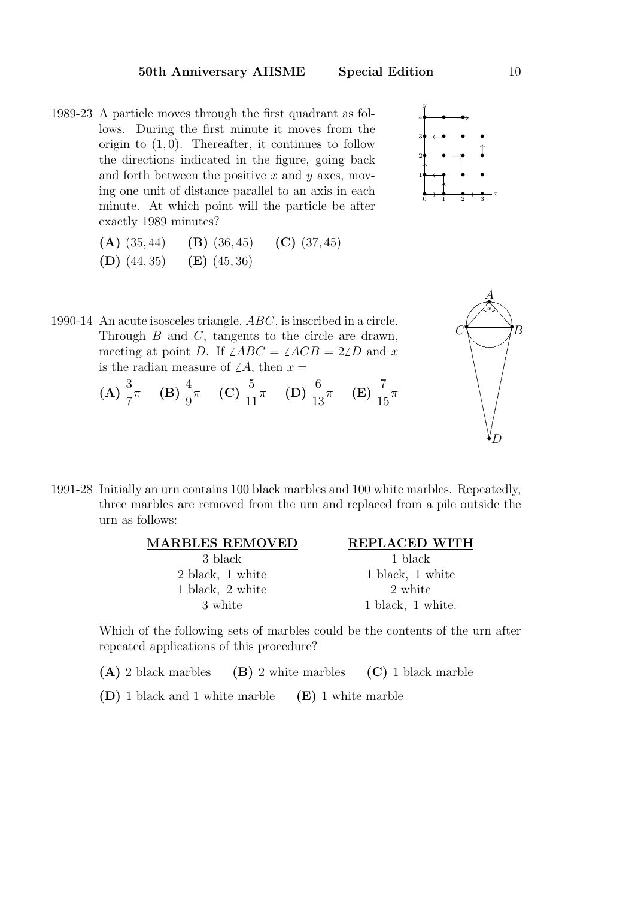1989-23 A particle moves through the first quadrant as follows. During the first minute it moves from the origin to $(1, 0)$. Thereafter, it continues to follow the directions indicated in the figure, going back and forth between the positive $x$ and $y$ axes, moving one unit of distance parallel to an axis in each minute. At which point will the particle be after exactly 1989 minutes?

**(A)** $(35, 44)$ **(B)** $(36, 45)$ **(C)** $(37, 45)$
**(D)** $(44, 35)$ **(E)** $(45, 36)$

1990-14 An acute isosceles triangle, $ABC$, is inscribed in a circle. Through $B$ and $C$, tangents to the circle are drawn, meeting at point $D$. If $\angle ABC = \angle ACB = 2\angle D$ and $x$ is the radian measure of $\angle A$, then $x =$

**(A)** $\frac{3}{7}\pi$ **(B)** $\frac{4}{9}\pi$ **(C)** $\frac{5}{11}\pi$ **(D)** $\frac{6}{13}\pi$ **(E)** $\frac{7}{15}\pi$

1991-28 Initially an urn contains 100 black marbles and 100 white marbles. Repeatedly, three marbles are removed from the urn and replaced from a pile outside the urn as follows:

| MARBLES REMOVED | REPLACED WITH |
|---|---|
| 3 black | 1 black |
| 2 black, 1 white | 1 black, 1 white |
| 1 black, 2 white | 2 white |
| 3 white | 1 black, 1 white. |

Which of the following sets of marbles could be the contents of the urn after repeated applications of this procedure?

**(A)** 2 black marbles **(B)** 2 white marbles **(C)** 1 black marble
**(D)** 1 black and 1 white marble **(E)** 1 white marble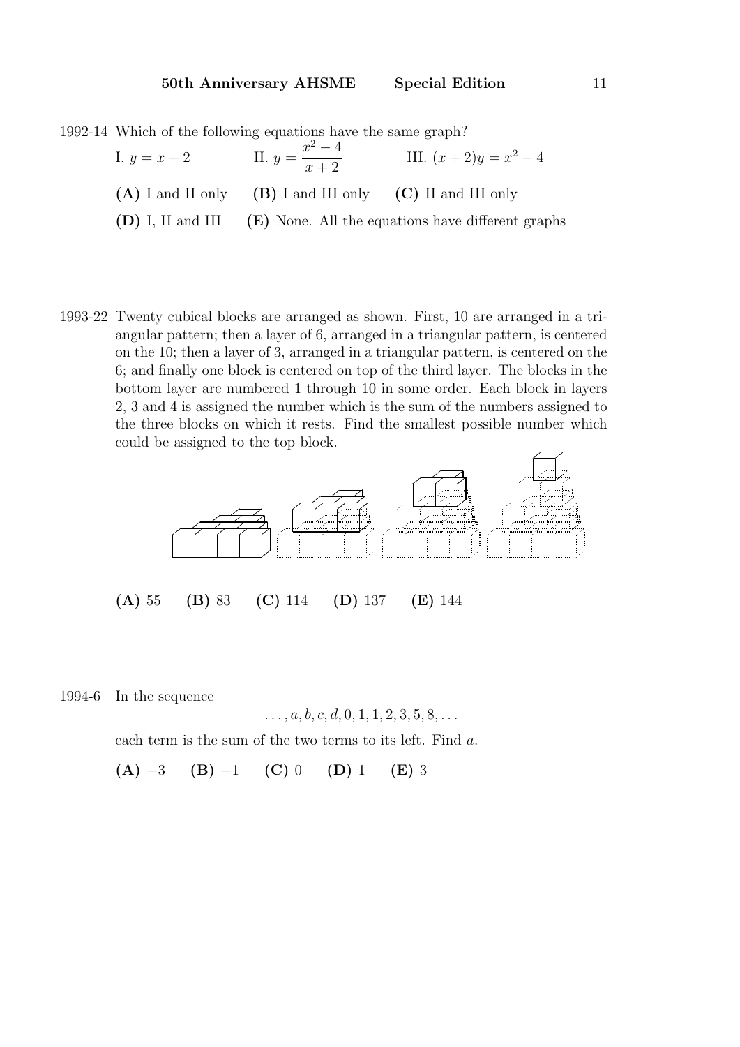1992-14 Which of the following equations have the same graph?

I. $y = x - 2$ II. $y = \dfrac{x^2 - 4}{x + 2}$ III. $(x + 2)y = x^2 - 4$

**(A)** I and II only **(B)** I and III only **(C)** II and III only

**(D)** I, II and III **(E)** None. All the equations have different graphs

1993-22 Twenty cubical blocks are arranged as shown. First, 10 are arranged in a triangular pattern; then a layer of 6, arranged in a triangular pattern, is centered on the 10; then a layer of 3, arranged in a triangular pattern, is centered on the 6; and finally one block is centered on top of the third layer. The blocks in the bottom layer are numbered 1 through 10 in some order. Each block in layers 2, 3 and 4 is assigned the number which is the sum of the numbers assigned to the three blocks on which it rests. Find the smallest possible number which could be assigned to the top block.

**(A)** 55 **(B)** 83 **(C)** 114 **(D)** 137 **(E)** 144

1994-6 In the sequence

$$\ldots, a, b, c, d, 0, 1, 1, 2, 3, 5, 8, \ldots$$

each term is the sum of the two terms to its left. Find $a$.

**(A)** $-3$ **(B)** $-1$ **(C)** 0 **(D)** 1 **(E)** 3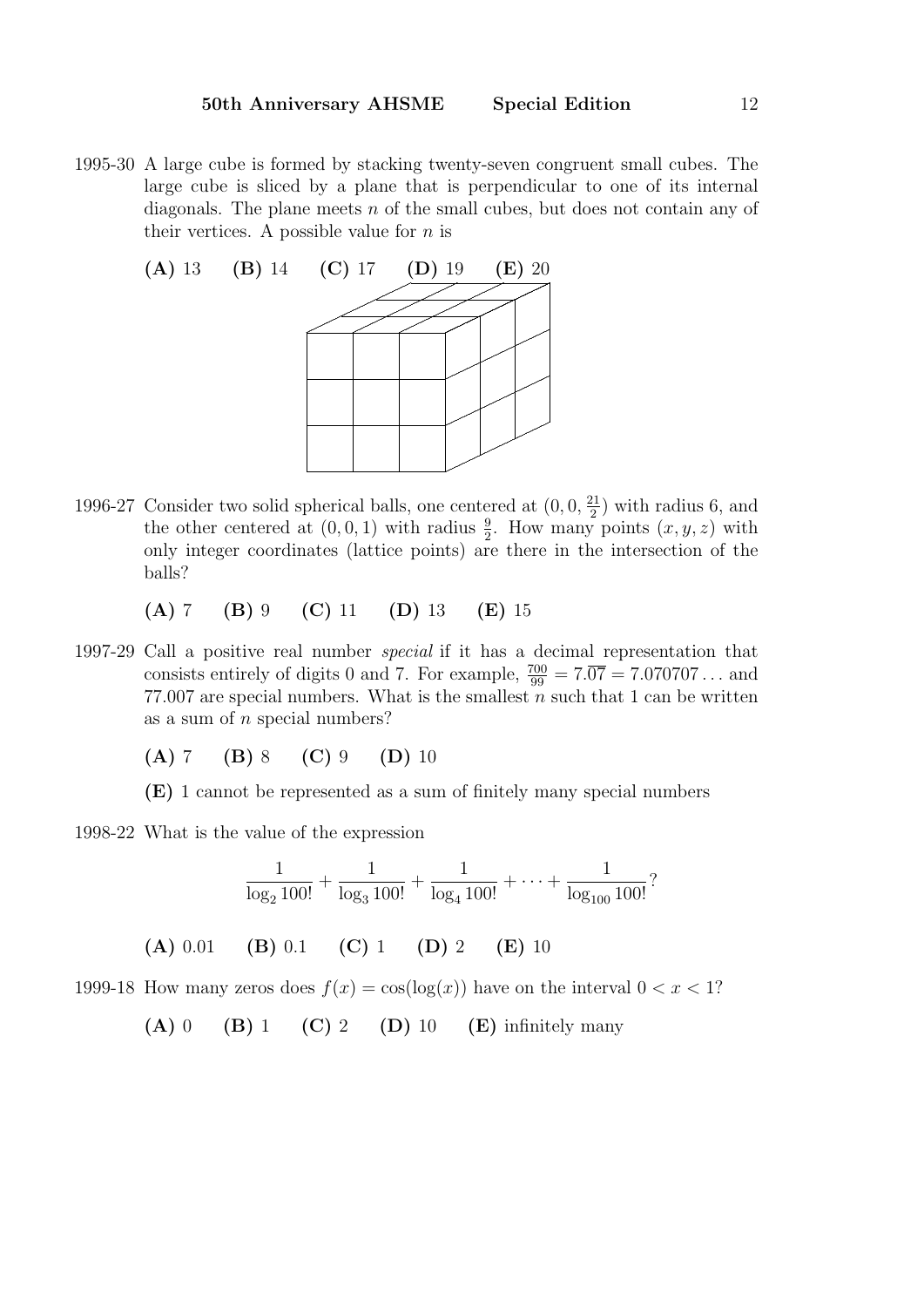1995-30 A large cube is formed by stacking twenty-seven congruent small cubes. The large cube is sliced by a plane that is perpendicular to one of its internal diagonals. The plane meets $n$ of the small cubes, but does not contain any of their vertices. A possible value for $n$ is

**(A)** 13 **(B)** 14 **(C)** 17 **(D)** 19 **(E)** 20

1996-27 Consider two solid spherical balls, one centered at $(0, 0, \frac{21}{2})$ with radius 6, and the other centered at $(0, 0, 1)$ with radius $\frac{9}{2}$. How many points $(x, y, z)$ with only integer coordinates (lattice points) are there in the intersection of the balls?

**(A)** 7 **(B)** 9 **(C)** 11 **(D)** 13 **(E)** 15

1997-29 Call a positive real number *special* if it has a decimal representation that consists entirely of digits 0 and 7. For example, $\frac{700}{99} = 7.\overline{07} = 7.070707\ldots$ and 77.007 are special numbers. What is the smallest $n$ such that 1 can be written as a sum of $n$ special numbers?

**(A)** 7 **(B)** 8 **(C)** 9 **(D)** 10

**(E)** 1 cannot be represented as a sum of finitely many special numbers

1998-22 What is the value of the expression

$$\frac{1}{\log_2 100!} + \frac{1}{\log_3 100!} + \frac{1}{\log_4 100!} + \cdots + \frac{1}{\log_{100} 100!}?$$

**(A)** 0.01 **(B)** 0.1 **(C)** 1 **(D)** 2 **(E)** 10

1999-18 How many zeros does $f(x) = \cos(\log(x))$ have on the interval $0 < x < 1$?

**(A)** 0 **(B)** 1 **(C)** 2 **(D)** 10 **(E)** infinitely many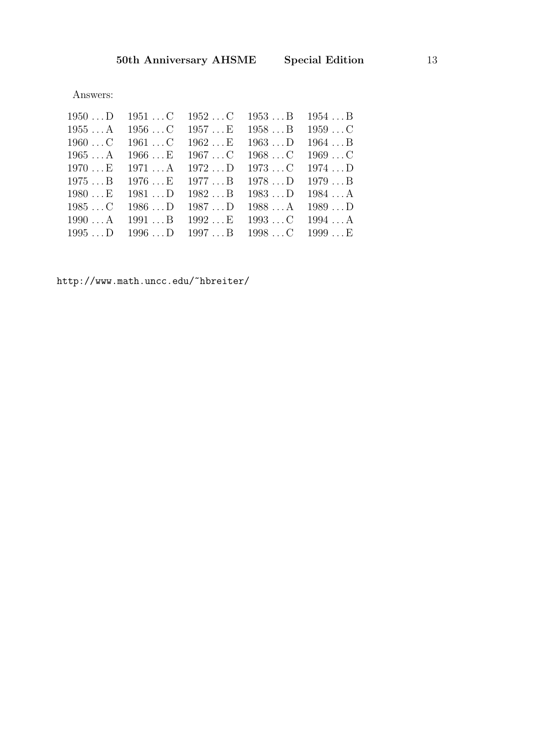Answers:

| | | | | |
|---|---|---|---|---|
| 1950 . . . D | 1951 . . . C | 1952 . . . C | 1953 . . . B | 1954 . . . B |
| 1955 . . . A | 1956 . . . C | 1957 . . . E | 1958 . . . B | 1959 . . . C |
| 1960 . . . C | 1961 . . . C | 1962 . . . E | 1963 . . . D | 1964 . . . B |
| 1965 . . . A | 1966 . . . E | 1967 . . . C | 1968 . . . C | 1969 . . . C |
| 1970 . . . E | 1971 . . . A | 1972 . . . D | 1973 . . . C | 1974 . . . D |
| 1975 . . . B | 1976 . . . E | 1977 . . . B | 1978 . . . D | 1979 . . . B |
| 1980 . . . E | 1981 . . . D | 1982 . . . B | 1983 . . . D | 1984 . . . A |
| 1985 . . . C | 1986 . . . D | 1987 . . . D | 1988 . . . A | 1989 . . . D |
| 1990 . . . A | 1991 . . . B | 1992 . . . E | 1993 . . . C | 1994 . . . A |
| 1995 . . . D | 1996 . . . D | 1997 . . . B | 1998 . . . C | 1999 . . . E |

http://www.math.uncc.edu/~hbreiter/